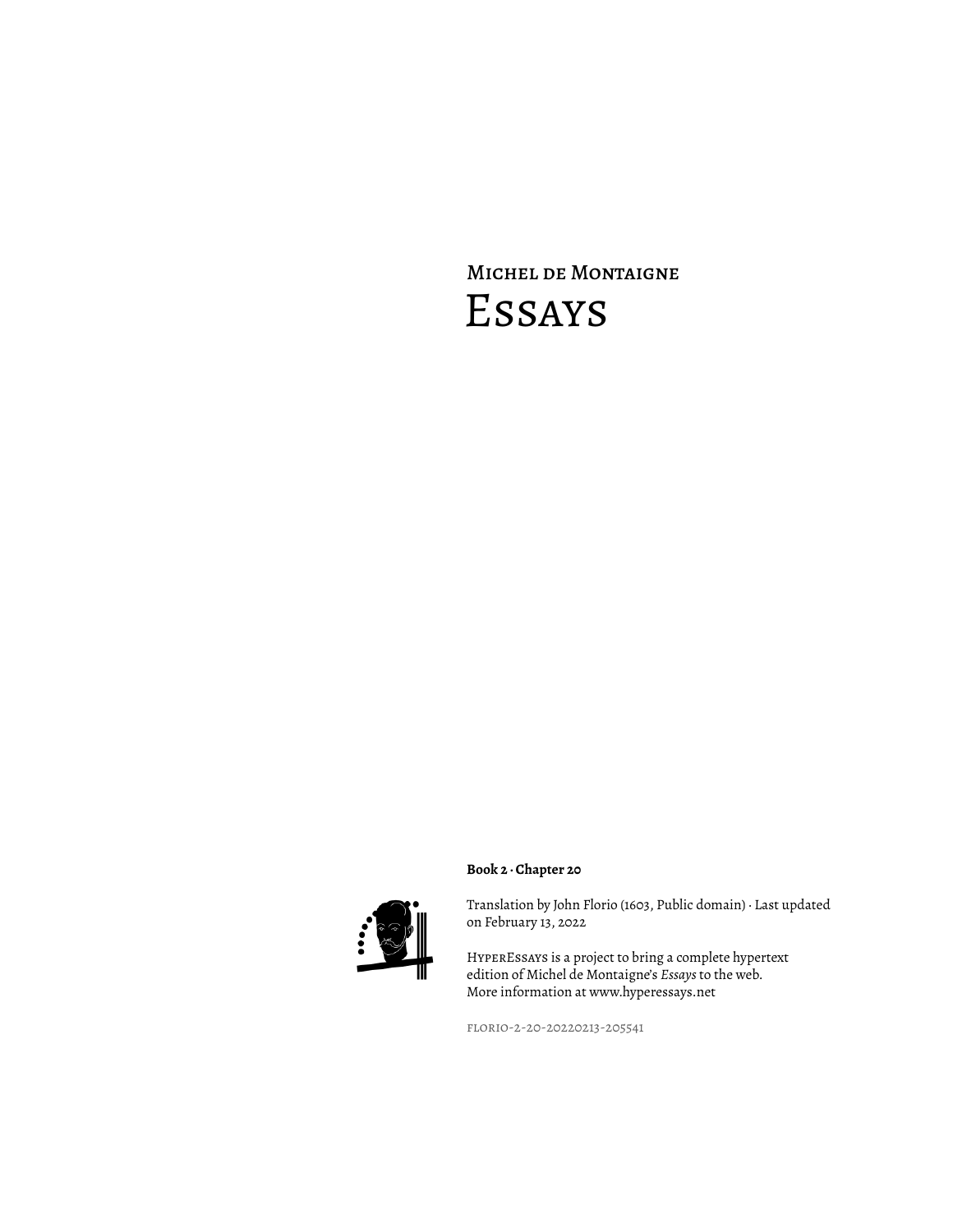Michel de Montaigne

# Essays

**Book 2 · Chapter 20**

Translation by John Florio (1603, Public domain) · Last updated on February 13, 2022

HyperEssays is a project to bring a complete hypertext edition of Michel de Montaigne's *Essays* to the web. More information at www.hyperessays.net

florio-2-20-20220213-205541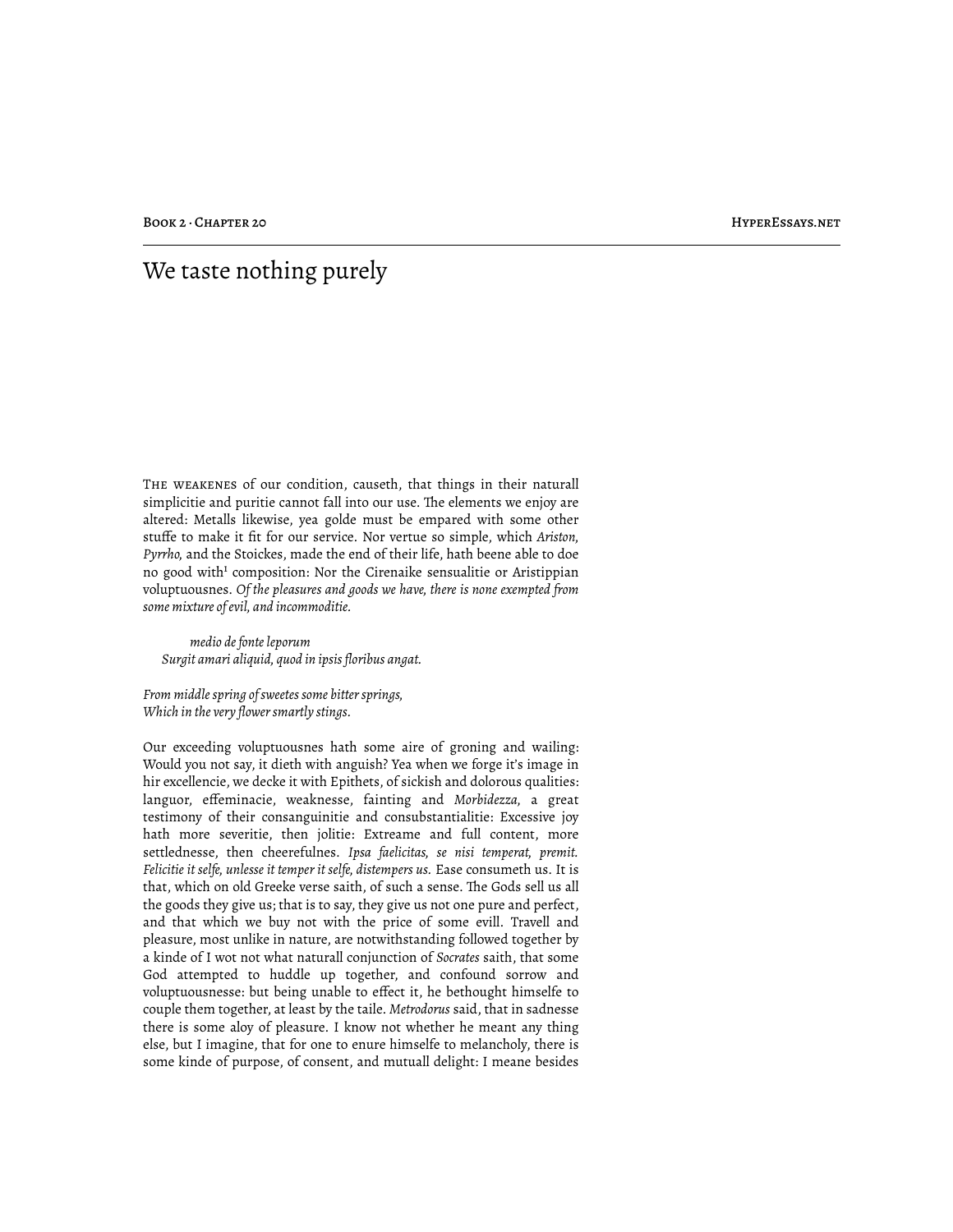# We taste nothing purely

The weakenes of our condition, causeth, that things in their naturall simplicitie and puritie cannot fall into our use. The elements we enjoy are altered: Metalls likewise, yea golde must be empared with some other stuffe to make it fit for our service. Nor vertue so simple, which *Ariston*, *Pyrrho*, and the Stoickes, made the end of their life, hath beene able to doe no good with[1] composition: Nor the Cirenaike sensualitie or Aristippian voluptuousnes. *Of the pleasures and goods we have, there is none exempted from some mixture of evil, and incommoditie.*

> *medio de fonte leporum*
> *Surgit amari aliquid, quod in ipsis floribus angat.*

*From middle spring of sweetes some bitter springs,*
*Which in the very flower smartly stings.*

Our exceeding voluptuousnes hath some aire of groning and wailing: Would you not say, it dieth with anguish? Yea when we forge it's image in hir excellencie, we decke it with Epithets, of sickish and dolorous qualities: languor, effeminacie, weaknesse, fainting and *Morbidezza*, a great testimony of their consanguinitie and consubstantialitie: Excessive joy hath more severitie, then jolitie: Extreame and full content, more settlednesse, then cheerefulnes. *Ipsa faelicitas, se nisi temperat, premit. Felicitie it selfe, unlesse it temper it selfe, distempers us.* Ease consumeth us. It is that, which on old Greeke verse saith, of such a sense. The Gods sell us all the goods they give us; that is to say, they give us not one pure and perfect, and that which we buy not with the price of some evill. Travell and pleasure, most unlike in nature, are notwithstanding followed together by a kinde of I wot not what naturall conjunction of *Socrates* saith, that some God attempted to huddle up together, and confound sorrow and voluptuousnesse: but being unable to effect it, he bethought himselfe to couple them together, at least by the taile. *Metrodorus* said, that in sadnesse there is some aloy of pleasure. I know not whether he meant any thing else, but I imagine, that for one to enure himselfe to melancholy, there is some kinde of purpose, of consent, and mutuall delight: I meane besides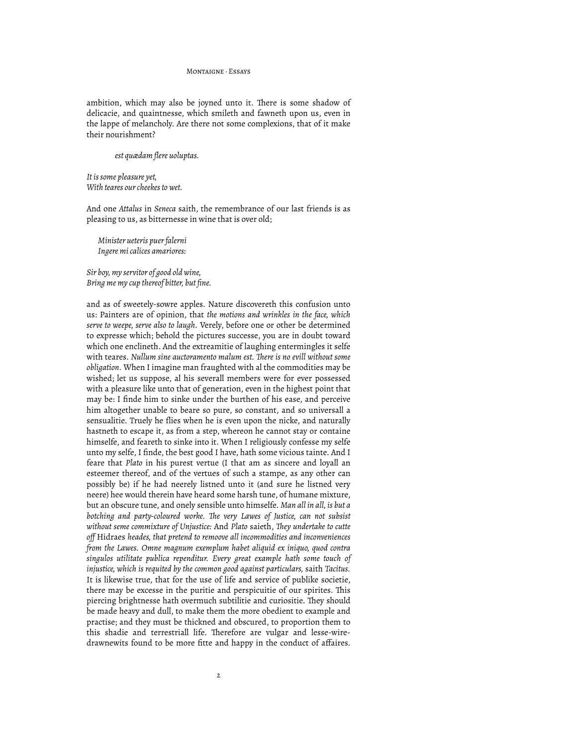ambition, which may also be joyned unto it. There is some shadow of delicacie, and quaintnesse, which smileth and fawneth upon us, even in the lappe of melancholy. Are there not some complexions, that of it make their nourishment?

*est quædam flere uoluptas.*

*It is some pleasure yet,*
*With teares our cheekes to wet.*

And one *Attalus* in *Seneca* saith, the remembrance of our last friends is as pleasing to us, as bitternesse in wine that is over old;

*Minister ueteris puer falerni*
*Ingere mi calices amariores:*

*Sir boy, my servitor of good old wine,*
*Bring me my cup thereof bitter, but fine.*

and as of sweetely-sowre apples. Nature discovereth this confusion unto us: Painters are of opinion, that *the motions and wrinkles in the face, which serve to weepe, serve also to laugh.* Verely, before one or other be determined to expresse which; behold the pictures successe, you are in doubt toward which one enclineth. And the extreamitie of laughing entermingles it selfe with teares. *Nullum sine auctoramento malum est. There is no evill without some obligation*. When I imagine man fraughted with al the commodities may be wished; let us suppose, al his severall members were for ever possessed with a pleasure like unto that of generation, even in the highest point that may be: I finde him to sinke under the burthen of his ease, and perceive him altogether unable to beare so pure, so constant, and so universall a sensualitie. Truely he flies when he is even upon the nicke, and naturally hastneth to escape it, as from a step, whereon he cannot stay or containe himselfe, and feareth to sinke into it. When I religiously confesse my selfe unto my selfe, I finde, the best good I have, hath some vicious tainte. And I feare that *Plato* in his purest vertue (I that am as sincere and loyall an esteemer thereof, and of the vertues of such a stampe, as any other can possibly be) if he had neerely listned unto it (and sure he listned very neere) hee would therein have heard some harsh tune, of humane mixture, but an obscure tune, and onely sensible unto himselfe. *Man all in all, is but a botching and party-coloured worke. The very Lawes of Justice, can not subsist without seme commixture of Unjustice:* And *Plato* saieth, *They undertake to cutte off* Hidraes *heades, that pretend to remoove all incommodities and inconveniences from the Lawes. Omne magnum exemplum habet aliquid ex iniquo, quod contra singulos utilitate publica rependitur. Every great example hath some touch of injustice, which is requited by the common good against particulars,* saith *Tacitus.* It is likewise true, that for the use of life and service of publike societie, there may be excesse in the puritie and perspicuitie of our spirites. This piercing brightnesse hath overmuch subtilitie and curiositie. They should be made heavy and dull, to make them the more obedient to example and practise; and they must be thickned and obscured, to proportion them to this shadie and terrestriall life. Therefore are vulgar and lesse-wire-drawnewits found to be more fitte and happy in the conduct of affaires.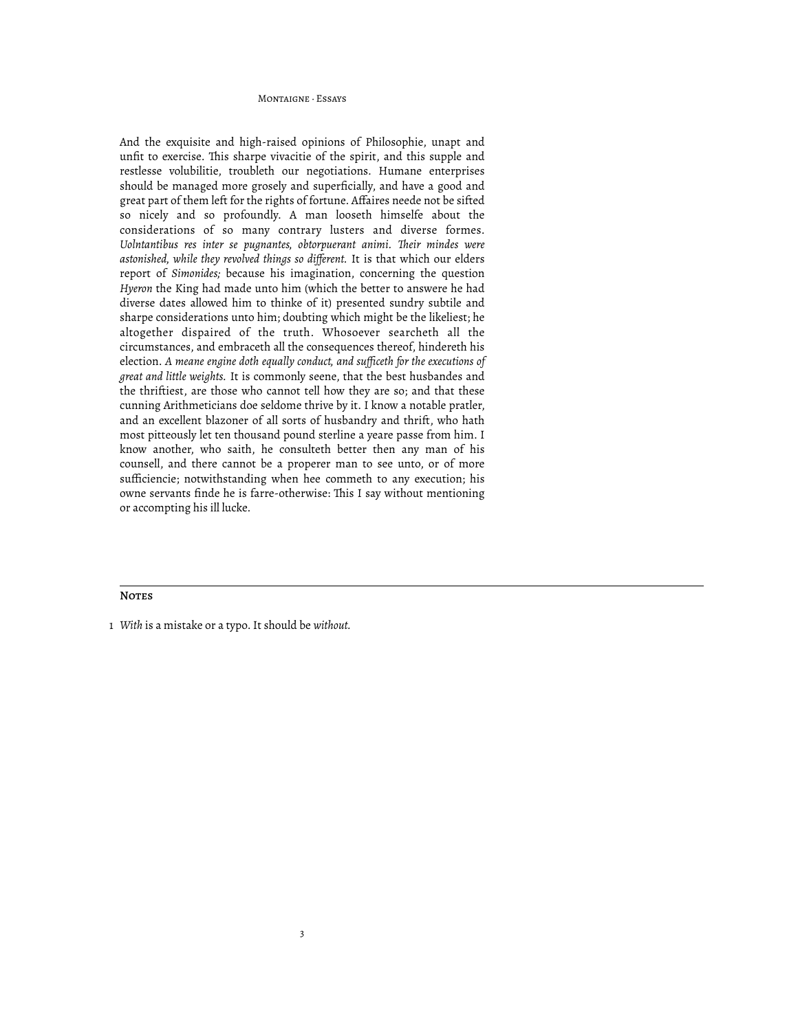And the exquisite and high-raised opinions of Philosophie, unapt and unfit to exercise. This sharpe vivacitie of the spirit, and this supple and restlesse volubilitie, troubleth our negotiations. Humane enterprises should be managed more grosely and superficially, and have a good and great part of them left for the rights of fortune. Affaires neede not be sifted so nicely and so profoundly. A man looseth himselfe about the considerations of so many contrary lusters and diverse formes. *Uolntantibus res inter se pugnantes, obtorpuerant animi. Their mindes were astonished, while they revolved things so different.* It is that which our elders report of *Simonides;* because his imagination, concerning the question *Hyeron* the King had made unto him (which the better to answere he had diverse dates allowed him to thinke of it) presented sundry subtile and sharpe considerations unto him; doubting which might be the likeliest; he altogether dispaired of the truth. Whosoever searcheth all the circumstances, and embraceth all the consequences thereof, hindereth his election. *A meane engine doth equally conduct, and sufficeth for the executions of great and little weights.* It is commonly seene, that the best husbandes and the thriftiest, are those who cannot tell how they are so; and that these cunning Arithmeticians doe seldome thrive by it. I know a notable pratler, and an excellent blazoner of all sorts of husbandry and thrift, who hath most pitteously let ten thousand pound sterline a yeare passe from him. I know another, who saith, he consulteth better then any man of his counsell, and there cannot be a properer man to see unto, or of more sufficiencie; notwithstanding when hee commeth to any execution; his owne servants finde he is farre-otherwise: This I say without mentioning or accompting his ill lucke.

---

**Notes**

1. *With* is a mistake or a typo. It should be *without.*